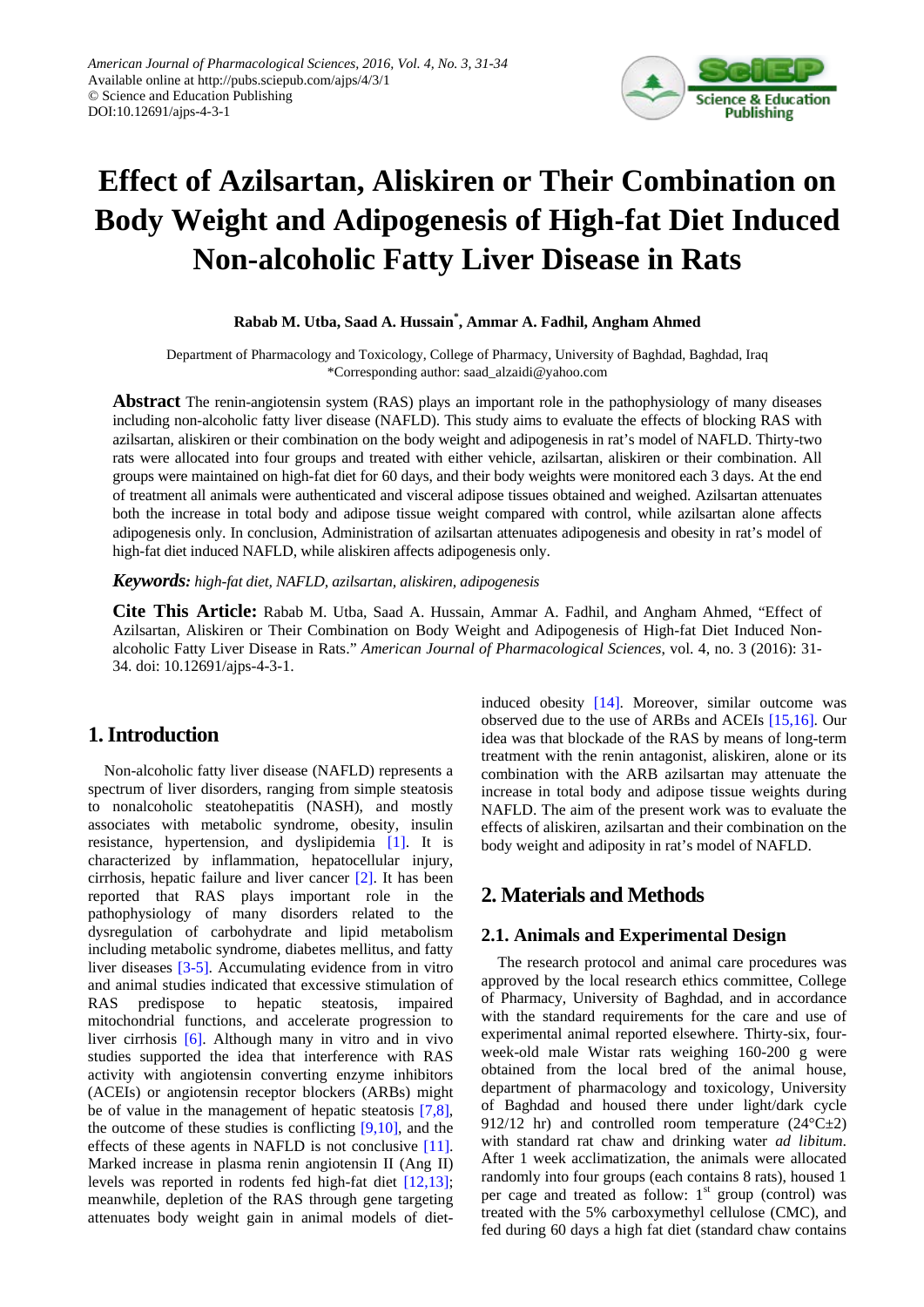# Effect of Azilsartan, Aliskiren or Their Combination on Body Weight and Adipogenesis of High-fat Diet Induced Non-alcoholic Fatty Liver Disease in Rats

**Rabab M. Utba, Saad A. Hussain*, Ammar A. Fadhil, Angham Ahmed**

Department of Pharmacology and Toxicology, College of Pharmacy, University of Baghdad, Baghdad, Iraq
*Corresponding author: saad_alzaidi@yahoo.com

**Abstract** The renin-angiotensin system (RAS) plays an important role in the pathophysiology of many diseases including non-alcoholic fatty liver disease (NAFLD). This study aims to evaluate the effects of blocking RAS with azilsartan, aliskiren or their combination on the body weight and adipogenesis in rat's model of NAFLD. Thirty-two rats were allocated into four groups and treated with either vehicle, azilsartan, aliskiren or their combination. All groups were maintained on high-fat diet for 60 days, and their body weights were monitored each 3 days. At the end of treatment all animals were authenticated and visceral adipose tissues obtained and weighed. Azilsartan attenuates both the increase in total body and adipose tissue weight compared with control, while azilsartan alone affects adipogenesis only. In conclusion, Administration of azilsartan attenuates adipogenesis and obesity in rat's model of high-fat diet induced NAFLD, while aliskiren affects adipogenesis only.

***Keywords:*** *high-fat diet, NAFLD, azilsartan, aliskiren, adipogenesis*

**Cite This Article:** Rabab M. Utba, Saad A. Hussain, Ammar A. Fadhil, and Angham Ahmed, "Effect of Azilsartan, Aliskiren or Their Combination on Body Weight and Adipogenesis of High-fat Diet Induced Non-alcoholic Fatty Liver Disease in Rats." *American Journal of Pharmacological Sciences*, vol. 4, no. 3 (2016): 31-34. doi: 10.12691/ajps-4-3-1.

## 1. Introduction

Non-alcoholic fatty liver disease (NAFLD) represents a spectrum of liver disorders, ranging from simple steatosis to nonalcoholic steatohepatitis (NASH), and mostly associates with metabolic syndrome, obesity, insulin resistance, hypertension, and dyslipidemia [1]. It is characterized by inflammation, hepatocellular injury, cirrhosis, hepatic failure and liver cancer [2]. It has been reported that RAS plays important role in the pathophysiology of many disorders related to the dysregulation of carbohydrate and lipid metabolism including metabolic syndrome, diabetes mellitus, and fatty liver diseases [3-5]. Accumulating evidence from in vitro and animal studies indicated that excessive stimulation of RAS predispose to hepatic steatosis, impaired mitochondrial functions, and accelerate progression to liver cirrhosis [6]. Although many in vitro and in vivo studies supported the idea that interference with RAS activity with angiotensin converting enzyme inhibitors (ACEIs) or angiotensin receptor blockers (ARBs) might be of value in the management of hepatic steatosis [7,8], the outcome of these studies is conflicting [9,10], and the effects of these agents in NAFLD is not conclusive [11]. Marked increase in plasma renin angiotensin II (Ang II) levels was reported in rodents fed high-fat diet [12,13]; meanwhile, depletion of the RAS through gene targeting attenuates body weight gain in animal models of diet-induced obesity [14]. Moreover, similar outcome was observed due to the use of ARBs and ACEIs [15,16]. Our idea was that blockade of the RAS by means of long-term treatment with the renin antagonist, aliskiren, alone or its combination with the ARB azilsartan may attenuate the increase in total body and adipose tissue weights during NAFLD. The aim of the present work was to evaluate the effects of aliskiren, azilsartan and their combination on the body weight and adiposity in rat's model of NAFLD.

## 2. Materials and Methods

### 2.1. Animals and Experimental Design

The research protocol and animal care procedures was approved by the local research ethics committee, College of Pharmacy, University of Baghdad, and in accordance with the standard requirements for the care and use of experimental animal reported elsewhere. Thirty-six, four-week-old male Wistar rats weighing 160-200 g were obtained from the local bred of the animal house, department of pharmacology and toxicology, University of Baghdad and housed there under light/dark cycle 912/12 hr) and controlled room temperature (24°C±2) with standard rat chaw and drinking water *ad libitum*. After 1 week acclimatization, the animals were allocated randomly into four groups (each contains 8 rats), housed 1 per cage and treated as follow: 1st group (control) was treated with the 5% carboxymethyl cellulose (CMC), and fed during 60 days a high fat diet (standard chaw contains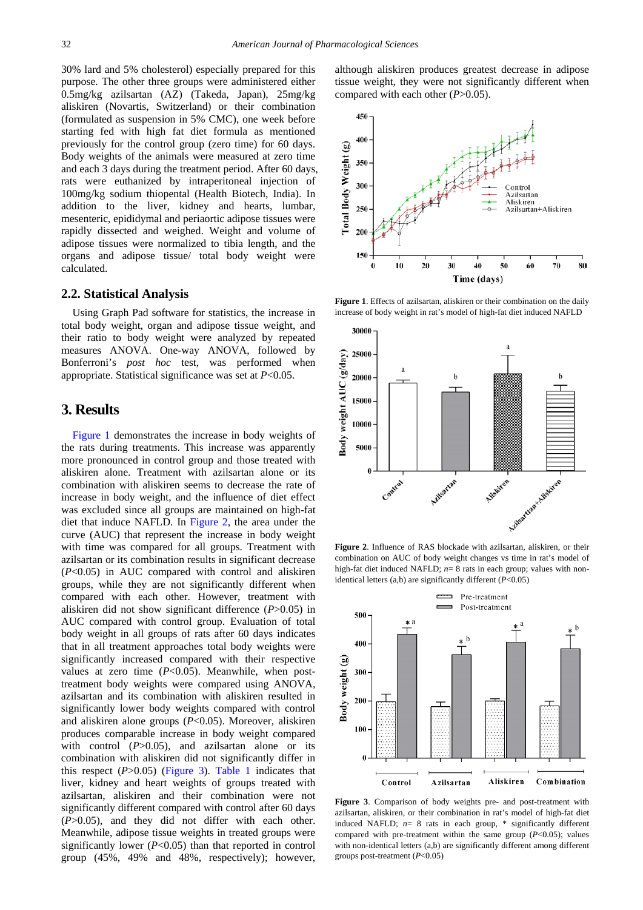30% lard and 5% cholesterol) especially prepared for this purpose. The other three groups were administered either 0.5mg/kg azilsartan (AZ) (Takeda, Japan), 25mg/kg aliskiren (Novartis, Switzerland) or their combination (formulated as suspension in 5% CMC), one week before starting fed with high fat diet formula as mentioned previously for the control group (zero time) for 60 days. Body weights of the animals were measured at zero time and each 3 days during the treatment period. After 60 days, rats were euthanized by intraperitoneal injection of 100mg/kg sodium thiopental (Health Biotech, India). In addition to the liver, kidney and hearts, lumbar, mesenteric, epididymal and periaortic adipose tissues were rapidly dissected and weighed. Weight and volume of adipose tissues were normalized to tibia length, and the organs and adipose tissue/ total body weight were calculated.

## 2.2. Statistical Analysis

Using Graph Pad software for statistics, the increase in total body weight, organ and adipose tissue weight, and their ratio to body weight were analyzed by repeated measures ANOVA. One-way ANOVA, followed by Bonferroni's *post hoc* test, was performed when appropriate. Statistical significance was set at $P<0.05$.

# 3. Results

Figure 1 demonstrates the increase in body weights of the rats during treatments. This increase was apparently more pronounced in control group and those treated with aliskiren alone. Treatment with azilsartan alone or its combination with aliskiren seems to decrease the rate of increase in body weight, and the influence of diet effect was excluded since all groups are maintained on high-fat diet that induce NAFLD. In Figure 2, the area under the curve (AUC) that represent the increase in body weight with time was compared for all groups. Treatment with azilsartan or its combination results in significant decrease ($P<0.05$) in AUC compared with control and aliskiren groups, while they are not significantly different when compared with each other. However, treatment with aliskiren did not show significant difference ($P>0.05$) in AUC compared with control group. Evaluation of total body weight in all groups of rats after 60 days indicates that in all treatment approaches total body weights were significantly increased compared with their respective values at zero time ($P<0.05$). Meanwhile, when post-treatment body weights were compared using ANOVA, azilsartan and its combination with aliskiren resulted in significantly lower body weights compared with control and aliskiren alone groups ($P<0.05$). Moreover, aliskiren produces comparable increase in body weight compared with control ($P>0.05$), and azilsartan alone or its combination with aliskiren did not significantly differ in this respect ($P>0.05$) (Figure 3). Table 1 indicates that liver, kidney and heart weights of groups treated with azilsartan, aliskiren and their combination were not significantly different compared with control after 60 days ($P>0.05$), and they did not differ with each other. Meanwhile, adipose tissue weights in treated groups were significantly lower ($P<0.05$) than that reported in control group (45%, 49% and 48%, respectively); however, although aliskiren produces greatest decrease in adipose tissue weight, they were not significantly different when compared with each other ($P>0.05$).

**Figure 1**. Effects of azilsartan, aliskiren or their combination on the daily increase of body weight in rat's model of high-fat diet induced NAFLD

**Figure 2**. Influence of RAS blockade with azilsartan, aliskiren, or their combination on AUC of body weight changes vs time in rat's model of high-fat diet induced NAFLD; $n$= 8 rats in each group; values with non-identical letters (a,b) are significantly different ($P<0.05$)

**Figure 3**. Comparison of body weights pre- and post-treatment with azilsartan, aliskiren, or their combination in rat's model of high-fat diet induced NAFLD; $n$= 8 rats in each group, * significantly different compared with pre-treatment within the same group ($P<0.05$); values with non-identical letters (a,b) are significantly different among different groups post-treatment ($P<0.05$)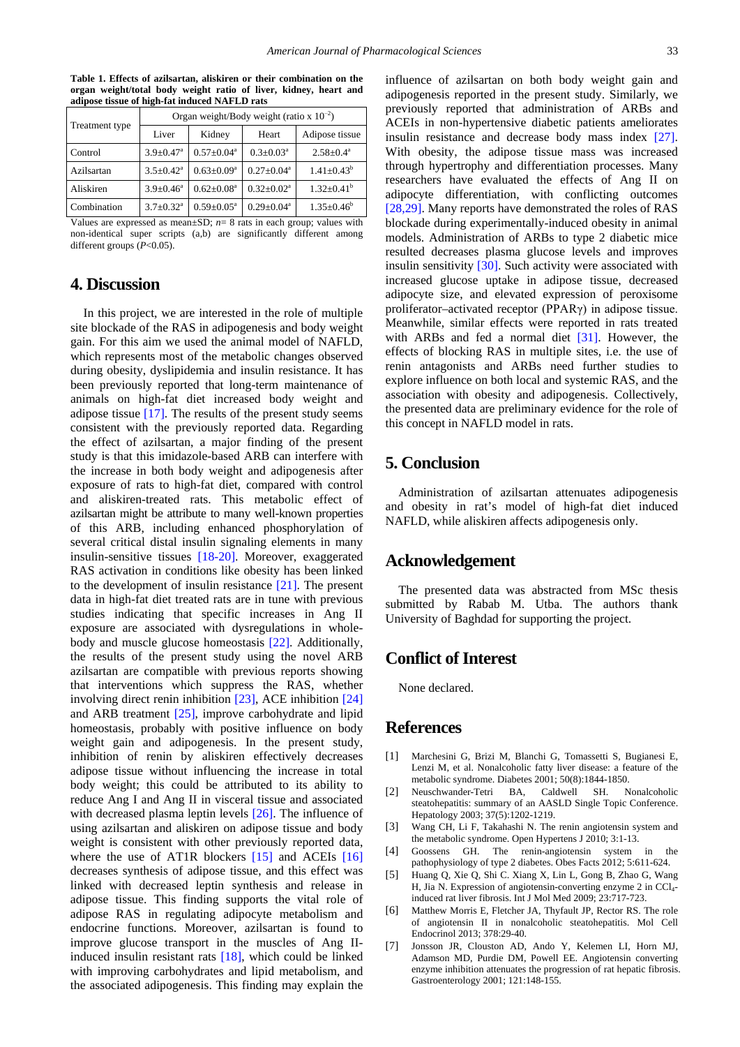**Table 1. Effects of azilsartan, aliskiren or their combination on the organ weight/total body weight ratio of liver, kidney, heart and adipose tissue of high-fat induced NAFLD rats**

| Treatment type | Organ weight/Body weight (ratio x $10^{-2}$) | | | |
|---|---|---|---|---|
| | Liver | Kidney | Heart | Adipose tissue |
| Control | 3.9±0.47[a] | 0.57±0.04[a] | 0.3±0.03[a] | 2.58±0.4[a] |
| Azilsartan | 3.5±0.42[a] | 0.63±0.09[a] | 0.27±0.04[a] | 1.41±0.43[b] |
| Aliskiren | 3.9±0.46[a] | 0.62±0.08[a] | 0.32±0.02[a] | 1.32±0.41[b] |
| Combination | 3.7±0.32[a] | 0.59±0.05[a] | 0.29±0.04[a] | 1.35±0.46[b] |

Values are expressed as mean±SD; *n*= 8 rats in each group; values with non-identical super scripts (a,b) are significantly different among different groups ($P<0.05$).

## 4. Discussion

In this project, we are interested in the role of multiple site blockade of the RAS in adipogenesis and body weight gain. For this aim we used the animal model of NAFLD, which represents most of the metabolic changes observed during obesity, dyslipidemia and insulin resistance. It has been previously reported that long-term maintenance of animals on high-fat diet increased body weight and adipose tissue [17]. The results of the present study seems consistent with the previously reported data. Regarding the effect of azilsartan, a major finding of the present study is that this imidazole-based ARB can interfere with the increase in both body weight and adipogenesis after exposure of rats to high-fat diet, compared with control and aliskiren-treated rats. This metabolic effect of azilsartan might be attribute to many well-known properties of this ARB, including enhanced phosphorylation of several critical distal insulin signaling elements in many insulin-sensitive tissues [18-20]. Moreover, exaggerated RAS activation in conditions like obesity has been linked to the development of insulin resistance [21]. The present data in high-fat diet treated rats are in tune with previous studies indicating that specific increases in Ang II exposure are associated with dysregulations in whole-body and muscle glucose homeostasis [22]. Additionally, the results of the present study using the novel ARB azilsartan are compatible with previous reports showing that interventions which suppress the RAS, whether involving direct renin inhibition [23], ACE inhibition [24] and ARB treatment [25], improve carbohydrate and lipid homeostasis, probably with positive influence on body weight gain and adipogenesis. In the present study, inhibition of renin by aliskiren effectively decreases adipose tissue without influencing the increase in total body weight; this could be attributed to its ability to reduce Ang I and Ang II in visceral tissue and associated with decreased plasma leptin levels [26]. The influence of using azilsartan and aliskiren on adipose tissue and body weight is consistent with other previously reported data, where the use of AT1R blockers [15] and ACEIs [16] decreases synthesis of adipose tissue, and this effect was linked with decreased leptin synthesis and release in adipose tissue. This finding supports the vital role of adipose RAS in regulating adipocyte metabolism and endocrine functions. Moreover, azilsartan is found to improve glucose transport in the muscles of Ang II-induced insulin resistant rats [18], which could be linked with improving carbohydrates and lipid metabolism, and the associated adipogenesis. This finding may explain the influence of azilsartan on both body weight gain and adipogenesis reported in the present study. Similarly, we previously reported that administration of ARBs and ACEIs in non-hypertensive diabetic patients ameliorates insulin resistance and decrease body mass index [27]. With obesity, the adipose tissue mass was increased through hypertrophy and differentiation processes. Many researchers have evaluated the effects of Ang II on adipocyte differentiation, with conflicting outcomes [28,29]. Many reports have demonstrated the roles of RAS blockade during experimentally-induced obesity in animal models. Administration of ARBs to type 2 diabetic mice resulted decreases plasma glucose levels and improves insulin sensitivity [30]. Such activity were associated with increased glucose uptake in adipose tissue, decreased adipocyte size, and elevated expression of peroxisome proliferator–activated receptor (PPARγ) in adipose tissue. Meanwhile, similar effects were reported in rats treated with ARBs and fed a normal diet [31]. However, the effects of blocking RAS in multiple sites, i.e. the use of renin antagonists and ARBs need further studies to explore influence on both local and systemic RAS, and the association with obesity and adipogenesis. Collectively, the presented data are preliminary evidence for the role of this concept in NAFLD model in rats.

## 5. Conclusion

Administration of azilsartan attenuates adipogenesis and obesity in rat's model of high-fat diet induced NAFLD, while aliskiren affects adipogenesis only.

## Acknowledgement

The presented data was abstracted from MSc thesis submitted by Rabab M. Utba. The authors thank University of Baghdad for supporting the project.

## Conflict of Interest

None declared.

## References

[1] Marchesini G, Brizi M, Blanchi G, Tomassetti S, Bugianesi E, Lenzi M, et al. Nonalcoholic fatty liver disease: a feature of the metabolic syndrome. Diabetes 2001; 50(8):1844-1850.

[2] Neuschwander-Tetri BA, Caldwell SH. Nonalcoholic steatohepatitis: summary of an AASLD Single Topic Conference. Hepatology 2003; 37(5):1202-1219.

[3] Wang CH, Li F, Takahashi N. The renin angiotensin system and the metabolic syndrome. Open Hypertens J 2010; 3:1-13.

[4] Goossens GH. The renin-angiotensin system in the pathophysiology of type 2 diabetes. Obes Facts 2012; 5:611-624.

[5] Huang Q, Xie Q, Shi C. Xiang X, Lin L, Gong B, Zhao G, Wang H, Jia N. Expression of angiotensin-converting enzyme 2 in $CCl_4$-induced rat liver fibrosis. Int J Mol Med 2009; 23:717-723.

[6] Matthew Morris E, Fletcher JA, Thyfault JP, Rector RS. The role of angiotensin II in nonalcoholic steatohepatitis. Mol Cell Endocrinol 2013; 378:29-40.

[7] Jonsson JR, Clouston AD, Ando Y, Kelemen LI, Horn MJ, Adamson MD, Purdie DM, Powell EE. Angiotensin converting enzyme inhibition attenuates the progression of rat hepatic fibrosis. Gastroenterology 2001; 121:148-155.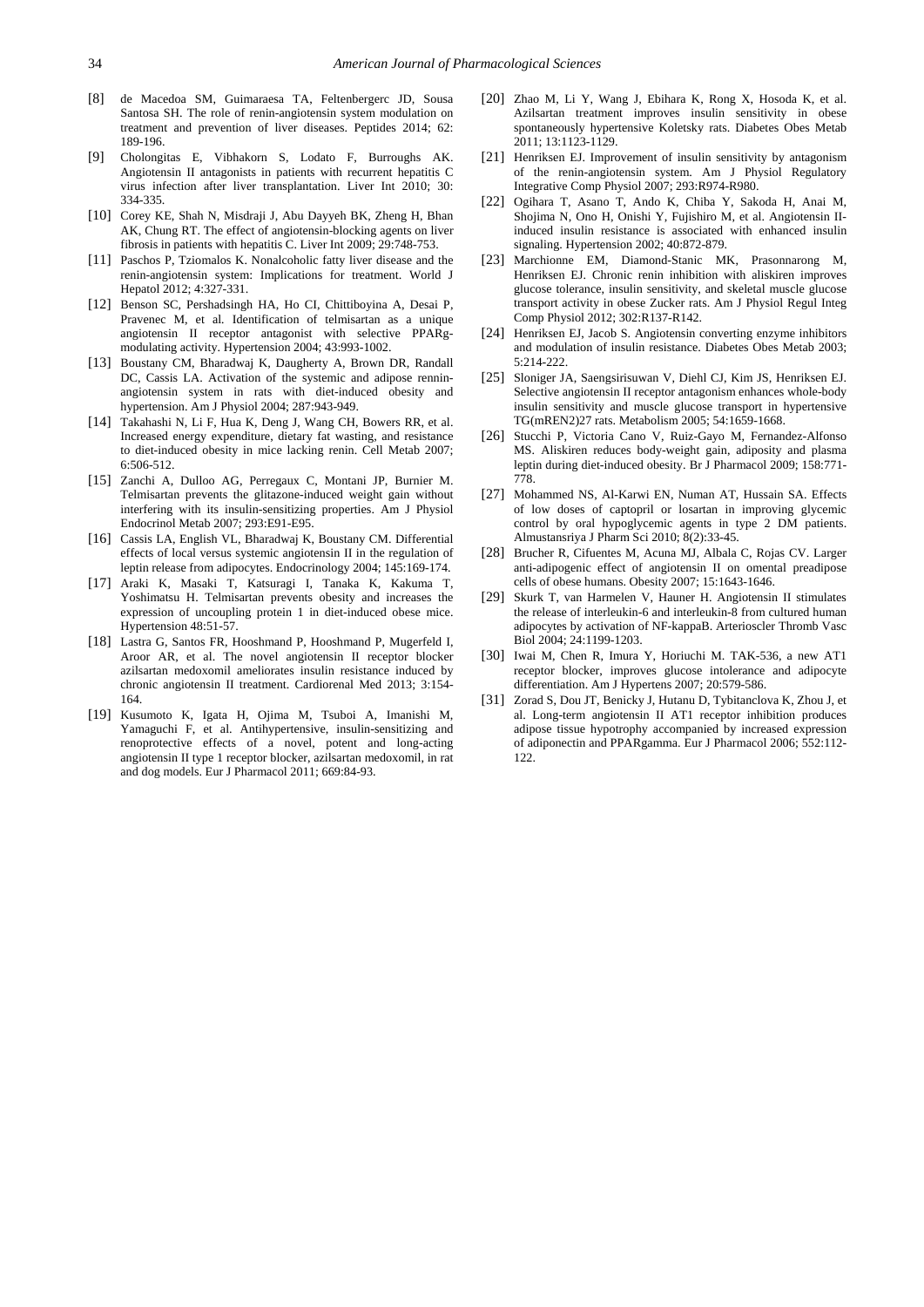[8] de Macedoa SM, Guimaraesa TA, Feltenbergerc JD, Sousa Santosa SH. The role of renin-angiotensin system modulation on treatment and prevention of liver diseases. Peptides 2014; 62: 189-196.

[9] Cholongitas E, Vibhakorn S, Lodato F, Burroughs AK. Angiotensin II antagonists in patients with recurrent hepatitis C virus infection after liver transplantation. Liver Int 2010; 30: 334-335.

[10] Corey KE, Shah N, Misdraji J, Abu Dayyeh BK, Zheng H, Bhan AK, Chung RT. The effect of angiotensin-blocking agents on liver fibrosis in patients with hepatitis C. Liver Int 2009; 29:748-753.

[11] Paschos P, Tziomalos K. Nonalcoholic fatty liver disease and the renin-angiotensin system: Implications for treatment. World J Hepatol 2012; 4:327-331.

[12] Benson SC, Pershadsingh HA, Ho CI, Chittiboyina A, Desai P, Pravenec M, et al. Identification of telmisartan as a unique angiotensin II receptor antagonist with selective PPARg-modulating activity. Hypertension 2004; 43:993-1002.

[13] Boustany CM, Bharadwaj K, Daugherty A, Brown DR, Randall DC, Cassis LA. Activation of the systemic and adipose rennin-angiotensin system in rats with diet-induced obesity and hypertension. Am J Physiol 2004; 287:943-949.

[14] Takahashi N, Li F, Hua K, Deng J, Wang CH, Bowers RR, et al. Increased energy expenditure, dietary fat wasting, and resistance to diet-induced obesity in mice lacking renin. Cell Metab 2007; 6:506-512.

[15] Zanchi A, Dulloo AG, Perregaux C, Montani JP, Burnier M. Telmisartan prevents the glitazone-induced weight gain without interfering with its insulin-sensitizing properties. Am J Physiol Endocrinol Metab 2007; 293:E91-E95.

[16] Cassis LA, English VL, Bharadwaj K, Boustany CM. Differential effects of local versus systemic angiotensin II in the regulation of leptin release from adipocytes. Endocrinology 2004; 145:169-174.

[17] Araki K, Masaki T, Katsuragi I, Tanaka K, Kakuma T, Yoshimatsu H. Telmisartan prevents obesity and increases the expression of uncoupling protein 1 in diet-induced obese mice. Hypertension 48:51-57.

[18] Lastra G, Santos FR, Hooshmand P, Hooshmand P, Mugerfeld I, Aroor AR, et al. The novel angiotensin II receptor blocker azilsartan medoxomil ameliorates insulin resistance induced by chronic angiotensin II treatment. Cardiorenal Med 2013; 3:154-164.

[19] Kusumoto K, Igata H, Ojima M, Tsuboi A, Imanishi M, Yamaguchi F, et al. Antihypertensive, insulin-sensitizing and renoprotective effects of a novel, potent and long-acting angiotensin II type 1 receptor blocker, azilsartan medoxomil, in rat and dog models. Eur J Pharmacol 2011; 669:84-93.

[20] Zhao M, Li Y, Wang J, Ebihara K, Rong X, Hosoda K, et al. Azilsartan treatment improves insulin sensitivity in obese spontaneously hypertensive Koletsky rats. Diabetes Obes Metab 2011; 13:1123-1129.

[21] Henriksen EJ. Improvement of insulin sensitivity by antagonism of the renin-angiotensin system. Am J Physiol Regulatory Integrative Comp Physiol 2007; 293:R974-R980.

[22] Ogihara T, Asano T, Ando K, Chiba Y, Sakoda H, Anai M, Shojima N, Ono H, Onishi Y, Fujishiro M, et al. Angiotensin II-induced insulin resistance is associated with enhanced insulin signaling. Hypertension 2002; 40:872-879.

[23] Marchionne EM, Diamond-Stanic MK, Prasonnarong M, Henriksen EJ. Chronic renin inhibition with aliskiren improves glucose tolerance, insulin sensitivity, and skeletal muscle glucose transport activity in obese Zucker rats. Am J Physiol Regul Integ Comp Physiol 2012; 302:R137-R142.

[24] Henriksen EJ, Jacob S. Angiotensin converting enzyme inhibitors and modulation of insulin resistance. Diabetes Obes Metab 2003; 5:214-222.

[25] Sloniger JA, Saengsirisuwan V, Diehl CJ, Kim JS, Henriksen EJ. Selective angiotensin II receptor antagonism enhances whole-body insulin sensitivity and muscle glucose transport in hypertensive TG(mREN2)27 rats. Metabolism 2005; 54:1659-1668.

[26] Stucchi P, Victoria Cano V, Ruiz-Gayo M, Fernandez-Alfonso MS. Aliskiren reduces body-weight gain, adiposity and plasma leptin during diet-induced obesity. Br J Pharmacol 2009; 158:771-778.

[27] Mohammed NS, Al-Karwi EN, Numan AT, Hussain SA. Effects of low doses of captopril or losartan in improving glycemic control by oral hypoglycemic agents in type 2 DM patients. Almustansriya J Pharm Sci 2010; 8(2):33-45.

[28] Brucher R, Cifuentes M, Acuna MJ, Albala C, Rojas CV. Larger anti-adipogenic effect of angiotensin II on omental preadipose cells of obese humans. Obesity 2007; 15:1643-1646.

[29] Skurk T, van Harmelen V, Hauner H. Angiotensin II stimulates the release of interleukin-6 and interleukin-8 from cultured human adipocytes by activation of NF-kappaB. Arterioscler Thromb Vasc Biol 2004; 24:1199-1203.

[30] Iwai M, Chen R, Imura Y, Horiuchi M. TAK-536, a new AT1 receptor blocker, improves glucose intolerance and adipocyte differentiation. Am J Hypertens 2007; 20:579-586.

[31] Zorad S, Dou JT, Benicky J, Hutanu D, Tybitanclova K, Zhou J, et al. Long-term angiotensin II AT1 receptor inhibition produces adipose tissue hypotrophy accompanied by increased expression of adiponectin and PPARgamma. Eur J Pharmacol 2006; 552:112-122.